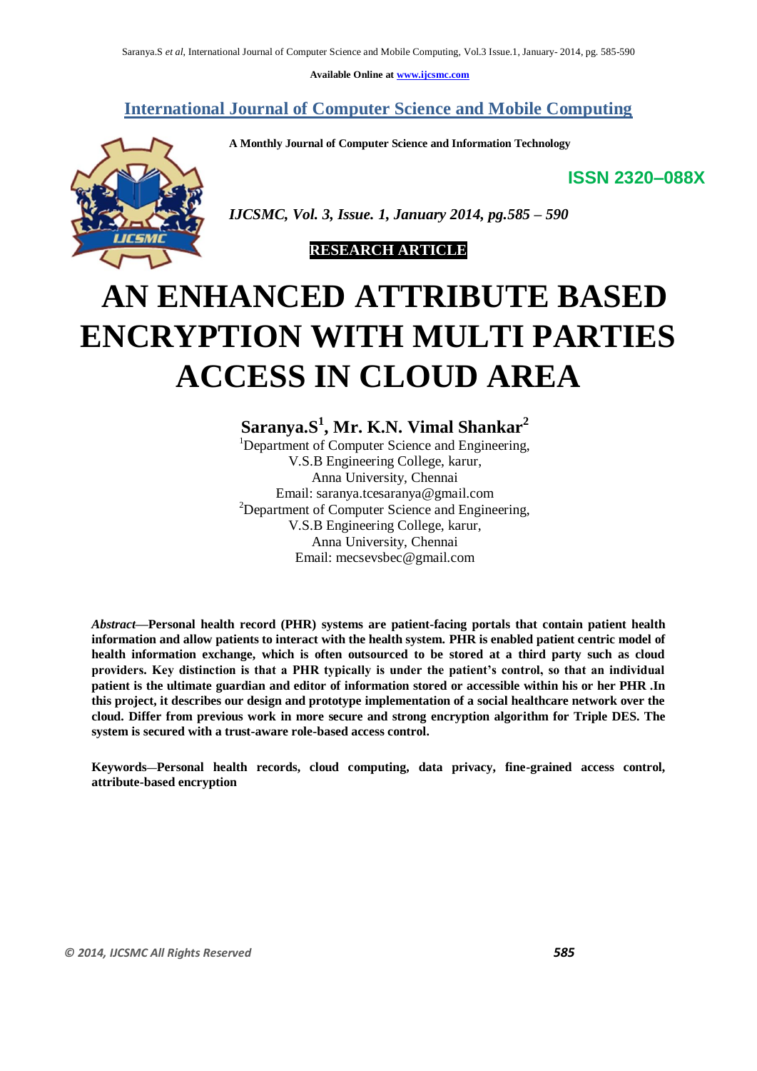Available Online at www.ijcsmc.com

## International Journal of Computer Science and Mobile Computing

**A Monthly Journal of Computer Science and Information Technology**

**ISSN 2320–088X**

*IJCSMC, Vol. 3, Issue. 1, January 2014, pg.585 – 590*

**RESEARCH ARTICLE**

# AN ENHANCED ATTRIBUTE BASED ENCRYPTION WITH MULTI PARTIES ACCESS IN CLOUD AREA

**Saranya.S[1], Mr. K.N. Vimal Shankar[2]**

[1]Department of Computer Science and Engineering,
V.S.B Engineering College, karur,
Anna University, Chennai
Email: saranya.tcesaranya@gmail.com

[2]Department of Computer Science and Engineering,
V.S.B Engineering College, karur,
Anna University, Chennai
Email: mecsevsbec@gmail.com

*Abstract*—**Personal health record (PHR) systems are patient-facing portals that contain patient health information and allow patients to interact with the health system. PHR is enabled patient centric model of health information exchange, which is often outsourced to be stored at a third party such as cloud providers. Key distinction is that a PHR typically is under the patient's control, so that an individual patient is the ultimate guardian and editor of information stored or accessible within his or her PHR .In this project, it describes our design and prototype implementation of a social healthcare network over the cloud. Differ from previous work in more secure and strong encryption algorithm for Triple DES. The system is secured with a trust-aware role-based access control.**

**Keywords—Personal health records, cloud computing, data privacy, fine-grained access control, attribute-based encryption**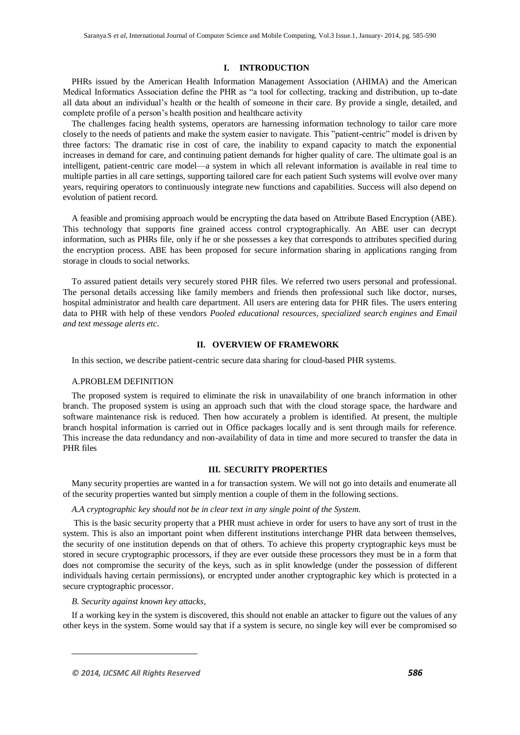## I. INTRODUCTION

PHRs issued by the American Health Information Management Association (AHIMA) and the American Medical Informatics Association define the PHR as "a tool for collecting, tracking and distribution, up to-date all data about an individual's health or the health of someone in their care. By provide a single, detailed, and complete profile of a person's health position and healthcare activity

The challenges facing health systems, operators are harnessing information technology to tailor care more closely to the needs of patients and make the system easier to navigate. This "patient-centric" model is driven by three factors: The dramatic rise in cost of care, the inability to expand capacity to match the exponential increases in demand for care, and continuing patient demands for higher quality of care. The ultimate goal is an intelligent, patient-centric care model—a system in which all relevant information is available in real time to multiple parties in all care settings, supporting tailored care for each patient Such systems will evolve over many years, requiring operators to continuously integrate new functions and capabilities. Success will also depend on evolution of patient record.

A feasible and promising approach would be encrypting the data based on Attribute Based Encryption (ABE). This technology that supports fine grained access control cryptographically. An ABE user can decrypt information, such as PHRs file, only if he or she possesses a key that corresponds to attributes specified during the encryption process. ABE has been proposed for secure information sharing in applications ranging from storage in clouds to social networks.

To assured patient details very securely stored PHR files. We referred two users personal and professional. The personal details accessing like family members and friends then professional such like doctor, nurses, hospital administrator and health care department. All users are entering data for PHR files. The users entering data to PHR with help of these vendors *Pooled educational resources, specialized search engines and Email and text message alerts etc*.

## II. OVERVIEW OF FRAMEWORK

In this section, we describe patient-centric secure data sharing for cloud-based PHR systems.

### A.PROBLEM DEFINITION

The proposed system is required to eliminate the risk in unavailability of one branch information in other branch. The proposed system is using an approach such that with the cloud storage space, the hardware and software maintenance risk is reduced. Then how accurately a problem is identified. At present, the multiple branch hospital information is carried out in Office packages locally and is sent through mails for reference. This increase the data redundancy and non-availability of data in time and more secured to transfer the data in PHR files

## III. SECURITY PROPERTIES

Many security properties are wanted in a for transaction system. We will not go into details and enumerate all of the security properties wanted but simply mention a couple of them in the following sections.

### *A.A cryptographic key should not be in clear text in any single point of the System.*

This is the basic security property that a PHR must achieve in order for users to have any sort of trust in the system. This is also an important point when different institutions interchange PHR data between themselves, the security of one institution depends on that of others. To achieve this property cryptographic keys must be stored in secure cryptographic processors, if they are ever outside these processors they must be in a form that does not compromise the security of the keys, such as in split knowledge (under the possession of different individuals having certain permissions), or encrypted under another cryptographic key which is protected in a secure cryptographic processor.

### *B. Security against known key attacks,*

If a working key in the system is discovered, this should not enable an attacker to figure out the values of any other keys in the system. Some would say that if a system is secure, no single key will ever be compromised so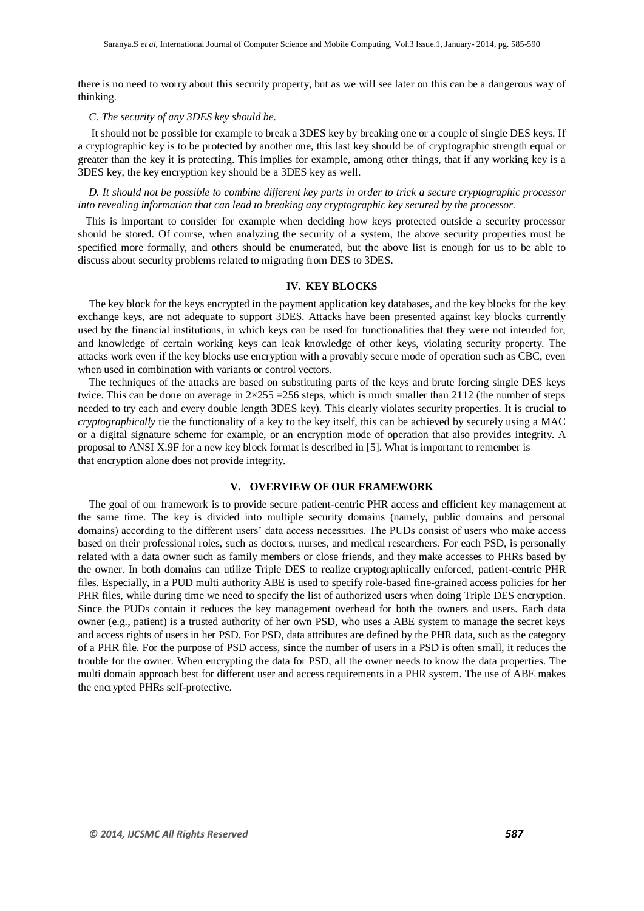there is no need to worry about this security property, but as we will see later on this can be a dangerous way of thinking.

*C. The security of any 3DES key should be.*

It should not be possible for example to break a 3DES key by breaking one or a couple of single DES keys. If a cryptographic key is to be protected by another one, this last key should be of cryptographic strength equal or greater than the key it is protecting. This implies for example, among other things, that if any working key is a 3DES key, the key encryption key should be a 3DES key as well.

*D. It should not be possible to combine different key parts in order to trick a secure cryptographic processor into revealing information that can lead to breaking any cryptographic key secured by the processor.*

This is important to consider for example when deciding how keys protected outside a security processor should be stored. Of course, when analyzing the security of a system, the above security properties must be specified more formally, and others should be enumerated, but the above list is enough for us to be able to discuss about security problems related to migrating from DES to 3DES.

## IV. KEY BLOCKS

The key block for the keys encrypted in the payment application key databases, and the key blocks for the key exchange keys, are not adequate to support 3DES. Attacks have been presented against key blocks currently used by the financial institutions, in which keys can be used for functionalities that they were not intended for, and knowledge of certain working keys can leak knowledge of other keys, violating security property. The attacks work even if the key blocks use encryption with a provably secure mode of operation such as CBC, even when used in combination with variants or control vectors.

The techniques of the attacks are based on substituting parts of the keys and brute forcing single DES keys twice. This can be done on average in 2×255 =256 steps, which is much smaller than 2112 (the number of steps needed to try each and every double length 3DES key). This clearly violates security properties. It is crucial to *cryptographically* tie the functionality of a key to the key itself, this can be achieved by securely using a MAC or a digital signature scheme for example, or an encryption mode of operation that also provides integrity. A proposal to ANSI X.9F for a new key block format is described in [5]. What is important to remember is that encryption alone does not provide integrity.

## V. OVERVIEW OF OUR FRAMEWORK

The goal of our framework is to provide secure patient-centric PHR access and efficient key management at the same time. The key is divided into multiple security domains (namely, public domains and personal domains) according to the different users' data access necessities. The PUDs consist of users who make access based on their professional roles, such as doctors, nurses, and medical researchers. For each PSD, is personally related with a data owner such as family members or close friends, and they make accesses to PHRs based by the owner. In both domains can utilize Triple DES to realize cryptographically enforced, patient-centric PHR files. Especially, in a PUD multi authority ABE is used to specify role-based fine-grained access policies for her PHR files, while during time we need to specify the list of authorized users when doing Triple DES encryption. Since the PUDs contain it reduces the key management overhead for both the owners and users. Each data owner (e.g., patient) is a trusted authority of her own PSD, who uses a ABE system to manage the secret keys and access rights of users in her PSD. For PSD, data attributes are defined by the PHR data, such as the category of a PHR file. For the purpose of PSD access, since the number of users in a PSD is often small, it reduces the trouble for the owner. When encrypting the data for PSD, all the owner needs to know the data properties. The multi domain approach best for different user and access requirements in a PHR system. The use of ABE makes the encrypted PHRs self-protective.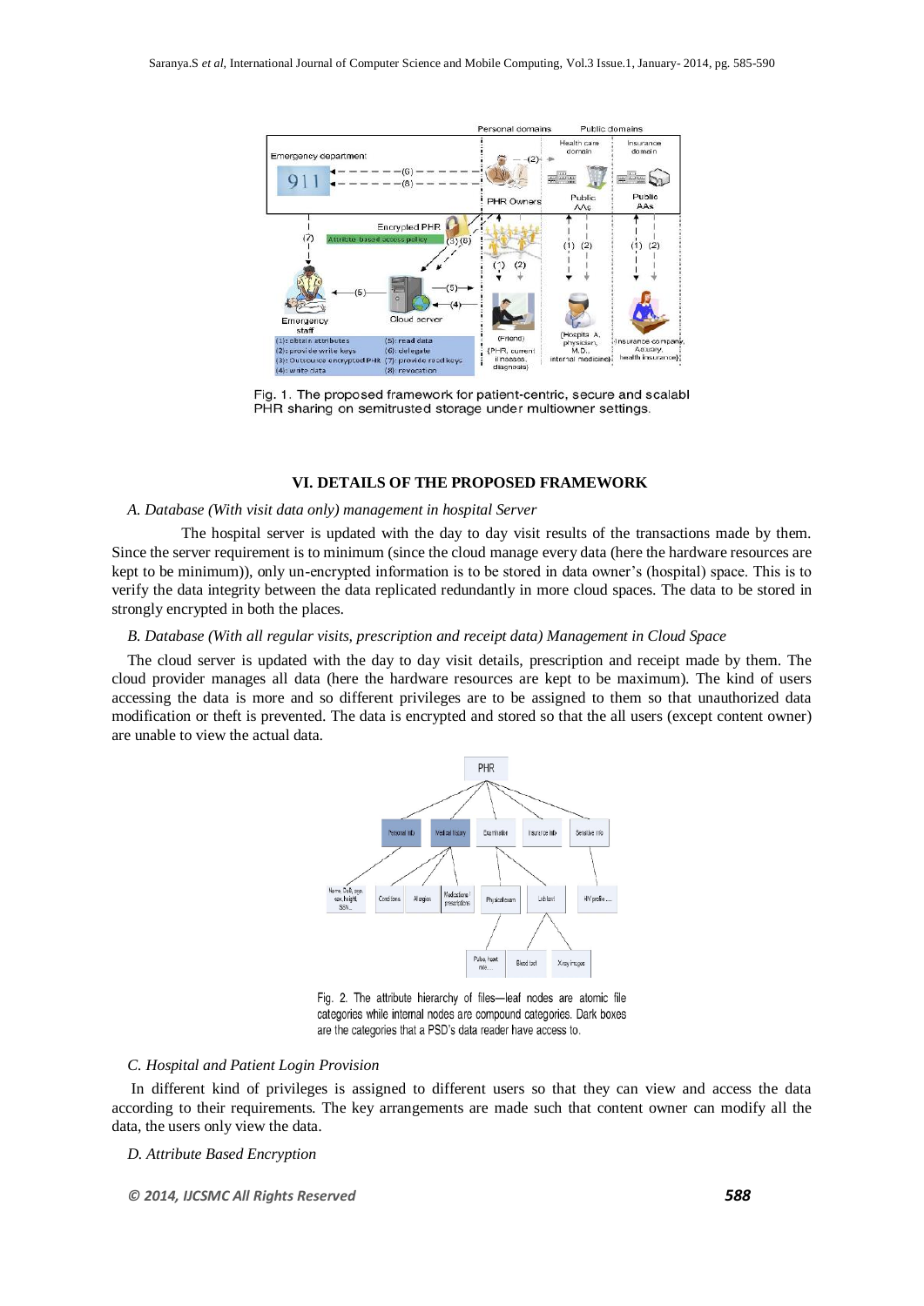Fig. 1. The proposed framework for patient-centric, secure and scalabl PHR sharing on semitrusted storage under multiowner settings.

## VI. DETAILS OF THE PROPOSED FRAMEWORK

### *A. Database (With visit data only) management in hospital Server*

The hospital server is updated with the day to day visit results of the transactions made by them. Since the server requirement is to minimum (since the cloud manage every data (here the hardware resources are kept to be minimum)), only un-encrypted information is to be stored in data owner's (hospital) space. This is to verify the data integrity between the data replicated redundantly in more cloud spaces. The data to be stored in strongly encrypted in both the places.

### *B. Database (With all regular visits, prescription and receipt data) Management in Cloud Space*

The cloud server is updated with the day to day visit details, prescription and receipt made by them. The cloud provider manages all data (here the hardware resources are kept to be maximum). The kind of users accessing the data is more and so different privileges are to be assigned to them so that unauthorized data modification or theft is prevented. The data is encrypted and stored so that the all users (except content owner) are unable to view the actual data.

Fig. 2. The attribute hierarchy of files—leaf nodes are atomic file categories while internal nodes are compound categories. Dark boxes are the categories that a PSD's data reader have access to.

### *C. Hospital and Patient Login Provision*

In different kind of privileges is assigned to different users so that they can view and access the data according to their requirements. The key arrangements are made such that content owner can modify all the data, the users only view the data.

### *D. Attribute Based Encryption*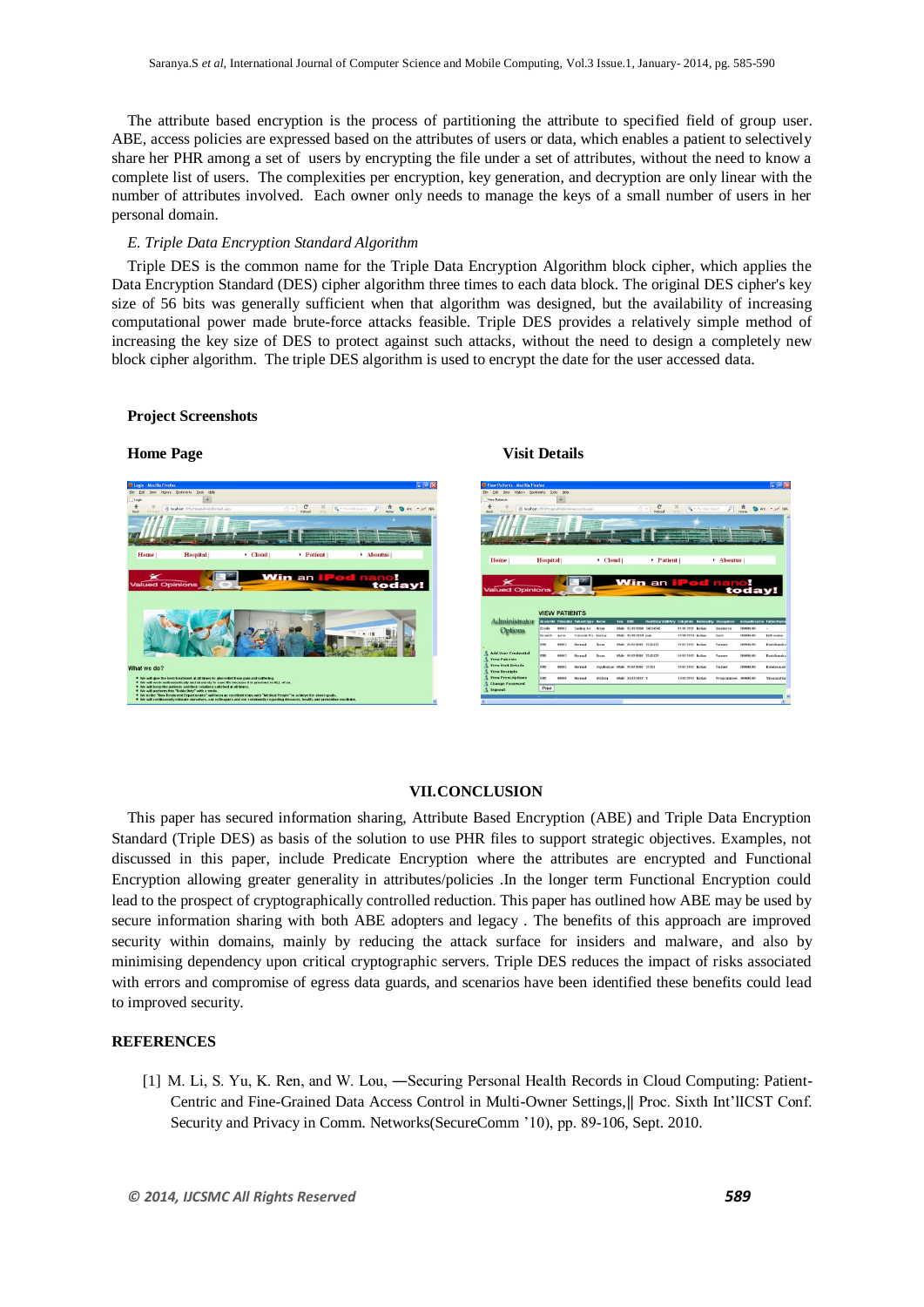The attribute based encryption is the process of partitioning the attribute to specified field of group user. ABE, access policies are expressed based on the attributes of users or data, which enables a patient to selectively share her PHR among a set of users by encrypting the file under a set of attributes, without the need to know a complete list of users. The complexities per encryption, key generation, and decryption are only linear with the number of attributes involved. Each owner only needs to manage the keys of a small number of users in her personal domain.

*E. Triple Data Encryption Standard Algorithm*

Triple DES is the common name for the Triple Data Encryption Algorithm block cipher, which applies the Data Encryption Standard (DES) cipher algorithm three times to each data block. The original DES cipher's key size of 56 bits was generally sufficient when that algorithm was designed, but the availability of increasing computational power made brute-force attacks feasible. Triple DES provides a relatively simple method of increasing the key size of DES to protect against such attacks, without the need to design a completely new block cipher algorithm. The triple DES algorithm is used to encrypt the date for the user accessed data.

**Project Screenshots**

**Home Page**

**Visit Details**

## VII. CONCLUSION

This paper has secured information sharing, Attribute Based Encryption (ABE) and Triple Data Encryption Standard (Triple DES) as basis of the solution to use PHR files to support strategic objectives. Examples, not discussed in this paper, include Predicate Encryption where the attributes are encrypted and Functional Encryption allowing greater generality in attributes/policies .In the longer term Functional Encryption could lead to the prospect of cryptographically controlled reduction. This paper has outlined how ABE may be used by secure information sharing with both ABE adopters and legacy . The benefits of this approach are improved security within domains, mainly by reducing the attack surface for insiders and malware, and also by minimising dependency upon critical cryptographic servers. Triple DES reduces the impact of risks associated with errors and compromise of egress data guards, and scenarios have been identified these benefits could lead to improved security.

## REFERENCES

[1] M. Li, S. Yu, K. Ren, and W. Lou, ―Securing Personal Health Records in Cloud Computing: Patient-Centric and Fine-Grained Data Access Control in Multi-Owner Settings,‖ Proc. Sixth Int'lICST Conf. Security and Privacy in Comm. Networks(SecureComm '10), pp. 89-106, Sept. 2010.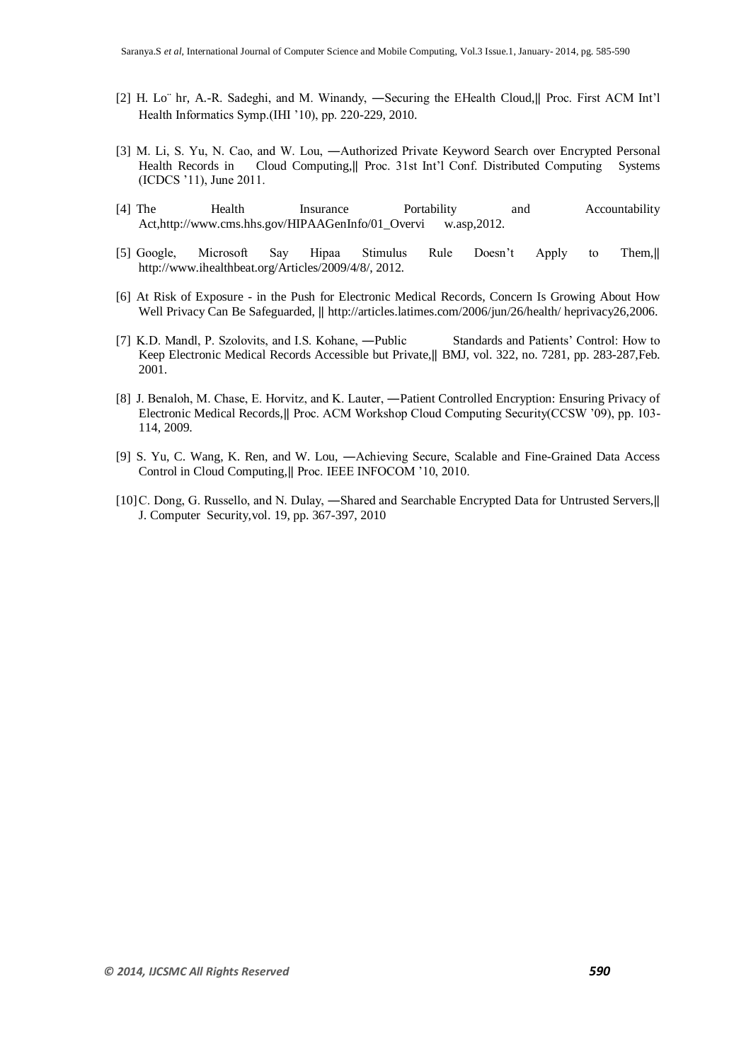[2] H. Lo¨ hr, A.-R. Sadeghi, and M. Winandy, ―Securing the EHealth Cloud,‖ Proc. First ACM Int'l Health Informatics Symp.(IHI '10), pp. 220-229, 2010.

[3] M. Li, S. Yu, N. Cao, and W. Lou, ―Authorized Private Keyword Search over Encrypted Personal Health Records in Cloud Computing,‖ Proc. 31st Int'l Conf. Distributed Computing Systems (ICDCS '11), June 2011.

[4] The Health Insurance Portability and Accountability Act,http://www.cms.hhs.gov/HIPAAGenInfo/01_Overvi w.asp,2012.

[5] Google, Microsoft Say Hipaa Stimulus Rule Doesn't Apply to Them,‖ http://www.ihealthbeat.org/Articles/2009/4/8/, 2012.

[6] At Risk of Exposure - in the Push for Electronic Medical Records, Concern Is Growing About How Well Privacy Can Be Safeguarded, ‖ http://articles.latimes.com/2006/jun/26/health/ heprivacy26,2006.

[7] K.D. Mandl, P. Szolovits, and I.S. Kohane, ―Public Standards and Patients' Control: How to Keep Electronic Medical Records Accessible but Private,‖ BMJ, vol. 322, no. 7281, pp. 283-287,Feb. 2001.

[8] J. Benaloh, M. Chase, E. Horvitz, and K. Lauter, ―Patient Controlled Encryption: Ensuring Privacy of Electronic Medical Records,‖ Proc. ACM Workshop Cloud Computing Security(CCSW '09), pp. 103-114, 2009.

[9] S. Yu, C. Wang, K. Ren, and W. Lou, ―Achieving Secure, Scalable and Fine-Grained Data Access Control in Cloud Computing,‖ Proc. IEEE INFOCOM '10, 2010.

[10] C. Dong, G. Russello, and N. Dulay, ―Shared and Searchable Encrypted Data for Untrusted Servers,‖ J. Computer Security,vol. 19, pp. 367-397, 2010